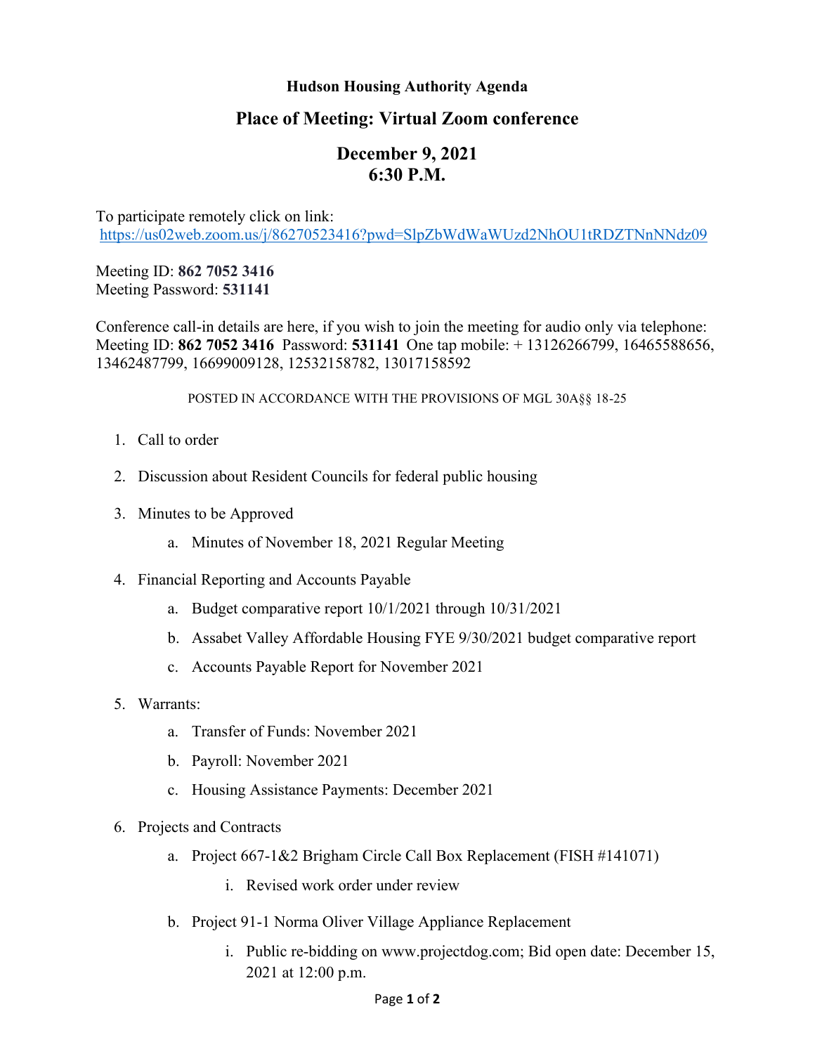**Hudson Housing Authority Agenda**

## Place of Meeting: Virtual Zoom conference

## December 9, 2021
## 6:30 P.M.

To participate remotely click on link:
https://us02web.zoom.us/j/86270523416?pwd=SlpZbWdWaWUzd2NhOU1tRDZTNnNNdz09

Meeting ID: **862 7052 3416**
Meeting Password: **531141**

Conference call-in details are here, if you wish to join the meeting for audio only via telephone:
Meeting ID: **862 7052 3416** Password: **531141** One tap mobile: + 13126266799, 16465588656, 13462487799, 16699009128, 12532158782, 13017158592

POSTED IN ACCORDANCE WITH THE PROVISIONS OF MGL 30A§§ 18-25

1. Call to order
2. Discussion about Resident Councils for federal public housing
3. Minutes to be Approved
   a. Minutes of November 18, 2021 Regular Meeting
4. Financial Reporting and Accounts Payable
   a. Budget comparative report 10/1/2021 through 10/31/2021
   b. Assabet Valley Affordable Housing FYE 9/30/2021 budget comparative report
   c. Accounts Payable Report for November 2021
5. Warrants:
   a. Transfer of Funds: November 2021
   b. Payroll: November 2021
   c. Housing Assistance Payments: December 2021
6. Projects and Contracts
   a. Project 667-1&2 Brigham Circle Call Box Replacement (FISH #141071)
      i. Revised work order under review
   b. Project 91-1 Norma Oliver Village Appliance Replacement
      i. Public re-bidding on www.projectdog.com; Bid open date: December 15, 2021 at 12:00 p.m.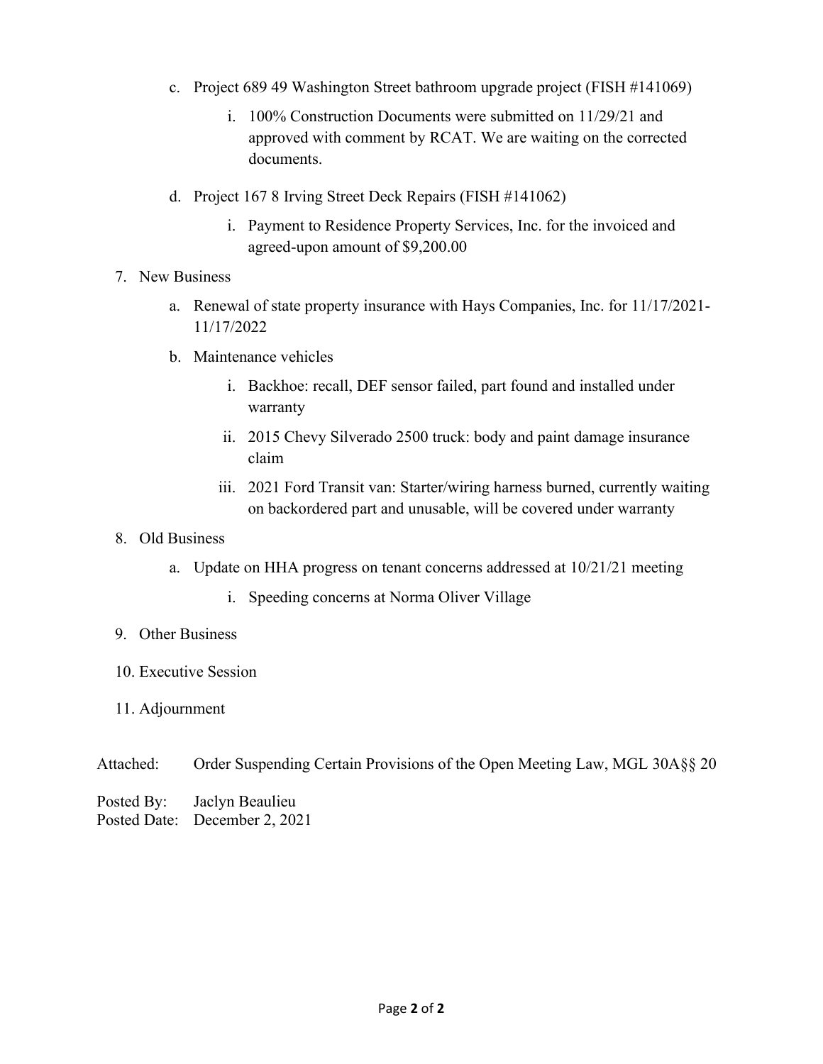c. Project 689 49 Washington Street bathroom upgrade project (FISH #141069)

   i. 100% Construction Documents were submitted on 11/29/21 and approved with comment by RCAT. We are waiting on the corrected documents.

d. Project 167 8 Irving Street Deck Repairs (FISH #141062)

   i. Payment to Residence Property Services, Inc. for the invoiced and agreed-upon amount of $9,200.00

7. New Business

   a. Renewal of state property insurance with Hays Companies, Inc. for 11/17/2021-11/17/2022

   b. Maintenance vehicles

      i. Backhoe: recall, DEF sensor failed, part found and installed under warranty

      ii. 2015 Chevy Silverado 2500 truck: body and paint damage insurance claim

      iii. 2021 Ford Transit van: Starter/wiring harness burned, currently waiting on backordered part and unusable, will be covered under warranty

8. Old Business

   a. Update on HHA progress on tenant concerns addressed at 10/21/21 meeting

      i. Speeding concerns at Norma Oliver Village

9. Other Business

10. Executive Session

11. Adjournment

Attached: Order Suspending Certain Provisions of the Open Meeting Law, MGL 30A§§ 20

Posted By: Jaclyn Beaulieu
Posted Date: December 2, 2021